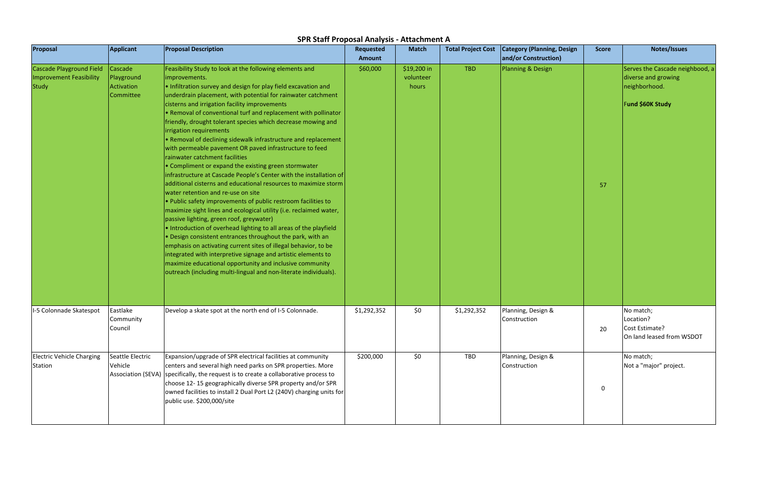## SPR Staff Proposal Analysis - Attachment A

| Proposal | Applicant | Proposal Description | Requested Amount | Match | Total Project Cost | Category (Planning, Design and/or Construction) | Score | Notes/Issues |
|---|---|---|---|---|---|---|---|---|
| Cascade Playground Field Improvement Feasibility Study | Cascade Playground Activation Committee | Feasibility Study to look at the following elements and improvements.<br>• Infiltration survey and design for play field excavation and underdrain placement, with potential for rainwater catchment cisterns and irrigation facility improvements<br>• Removal of conventional turf and replacement with pollinator friendly, drought tolerant species which decrease mowing and irrigation requirements<br>• Removal of declining sidewalk infrastructure and replacement with permeable pavement OR paved infrastructure to feed rainwater catchment facilities<br>• Compliment or expand the existing green stormwater infrastructure at Cascade People's Center with the installation of additional cisterns and educational resources to maximize storm water retention and re-use on site<br>• Public safety improvements of public restroom facilities to maximize sight lines and ecological utility (i.e. reclaimed water, passive lighting, green roof, greywater)<br>• Introduction of overhead lighting to all areas of the playfield<br>• Design consistent entrances throughout the park, with an emphasis on activating current sites of illegal behavior, to be integrated with interpretive signage and artistic elements to maximize educational opportunity and inclusive community outreach (including multi-lingual and non-literate individuals). | $60,000 | $19,200 in volunteer hours | TBD | Planning & Design | 57 | Serves the Cascade neighbood, a diverse and growing neighborhood.<br><br>**Fund $60K Study** |
| I-5 Colonnade Skatespot | Eastlake Community Council | Develop a skate spot at the north end of I-5 Colonnade. | $1,292,352 | $0 | $1,292,352 | Planning, Design & Construction | 20 | No match;<br>Location?<br>Cost Estimate?<br>On land leased from WSDOT |
| Electric Vehicle Charging Station | Seattle Electric Vehicle Association (SEVA) | Expansion/upgrade of SPR electrical facilities at community centers and several high need parks on SPR properties. More specifically, the request is to create a collaborative process to choose 12- 15 geographically diverse SPR property and/or SPR owned facilities to install 2 Dual Port L2 (240V) charging units for public use. $200,000/site | $200,000 | $0 | TBD | Planning, Design & Construction | 0 | No match;<br>Not a "major" project. |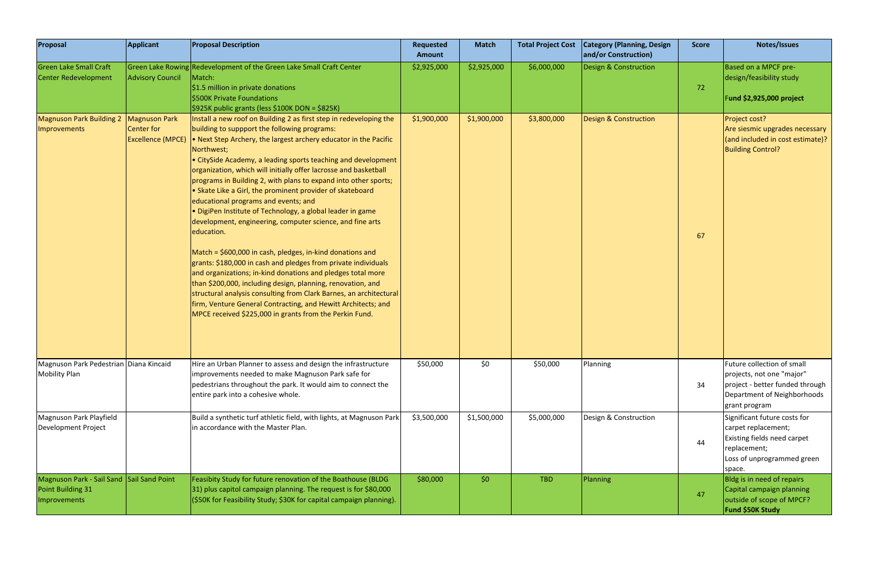| Proposal | Applicant | Proposal Description | Requested Amount | Match | Total Project Cost | Category (Planning, Design and/or Construction) | Score | Notes/Issues |
|---|---|---|---|---|---|---|---|---|
| Green Lake Small Craft Center Redevelopment | Green Lake Rowing Advisory Council | Redevelopment of the Green Lake Small Craft Center<br>Match:<br>$1.5 million in private donations<br>$500K Private Foundations<br>$925K public grants (less $100K DON = $825K) | $2,925,000 | $2,925,000 | $6,000,000 | Design & Construction | 72 | Based on a MPCF pre-design/feasibility study<br><br>**Fund $2,925,000 project** |
| Magnuson Park Building 2 Improvements | Magnuson Park Center for Excellence (MPCE) | Install a new roof on Building 2 as first step in redeveloping the building to suppport the following programs:<br>• Next Step Archery, the largest archery educator in the Pacific Northwest;<br>• CitySide Academy, a leading sports teaching and development organization, which will initially offer lacrosse and basketball programs in Building 2, with plans to expand into other sports;<br>• Skate Like a Girl, the prominent provider of skateboard educational programs and events; and<br>• DigiPen Institute of Technology, a global leader in game development, engineering, computer science, and fine arts education.<br><br>Match = $600,000 in cash, pledges, in-kind donations and grants: $180,000 in cash and pledges from private individuals and organizations; in-kind donations and pledges total more than $200,000, including design, planning, renovation, and structural analysis consulting from Clark Barnes, an architectural firm, Venture General Contracting, and Hewitt Architects; and MPCE received $225,000 in grants from the Perkin Fund. | $1,900,000 | $1,900,000 | $3,800,000 | Design & Construction | 67 | Project cost?<br>Are siesmic upgrades necessary (and included in cost estimate)?<br>Building Control? |
| Magnuson Park Pedestrian Mobility Plan | Diana Kincaid | Hire an Urban Planner to assess and design the infrastructure improvements needed to make Magnuson Park safe for pedestrians throughout the park. It would aim to connect the entire park into a cohesive whole. | $50,000 | $0 | $50,000 | Planning | 34 | Future collection of small projects, not one "major" project - better funded through Department of Neighborhoods grant program |
| Magnuson Park Playfield Development Project | | Build a synthetic turf athletic field, with lights, at Magnuson Park in accordance with the Master Plan. | $3,500,000 | $1,500,000 | $5,000,000 | Design & Construction | 44 | Significant future costs for carpet replacement;<br>Existing fields need carpet replacement;<br>Loss of unprogrammed green space. |
| Magnuson Park - Sail Sand Point Building 31 Improvements | Sail Sand Point | Feasibity Study for future renovation of the Boathouse (BLDG 31) plus capitol campaign planning. The request is for $80,000 ($50K for Feasibility Study; $30K for capital campaign planning). | $80,000 | $0 | TBD | Planning | 47 | Bldg is in need of repairs<br>Capital campaign planning outside of scope of MPCF?<br>**Fund $50K Study** |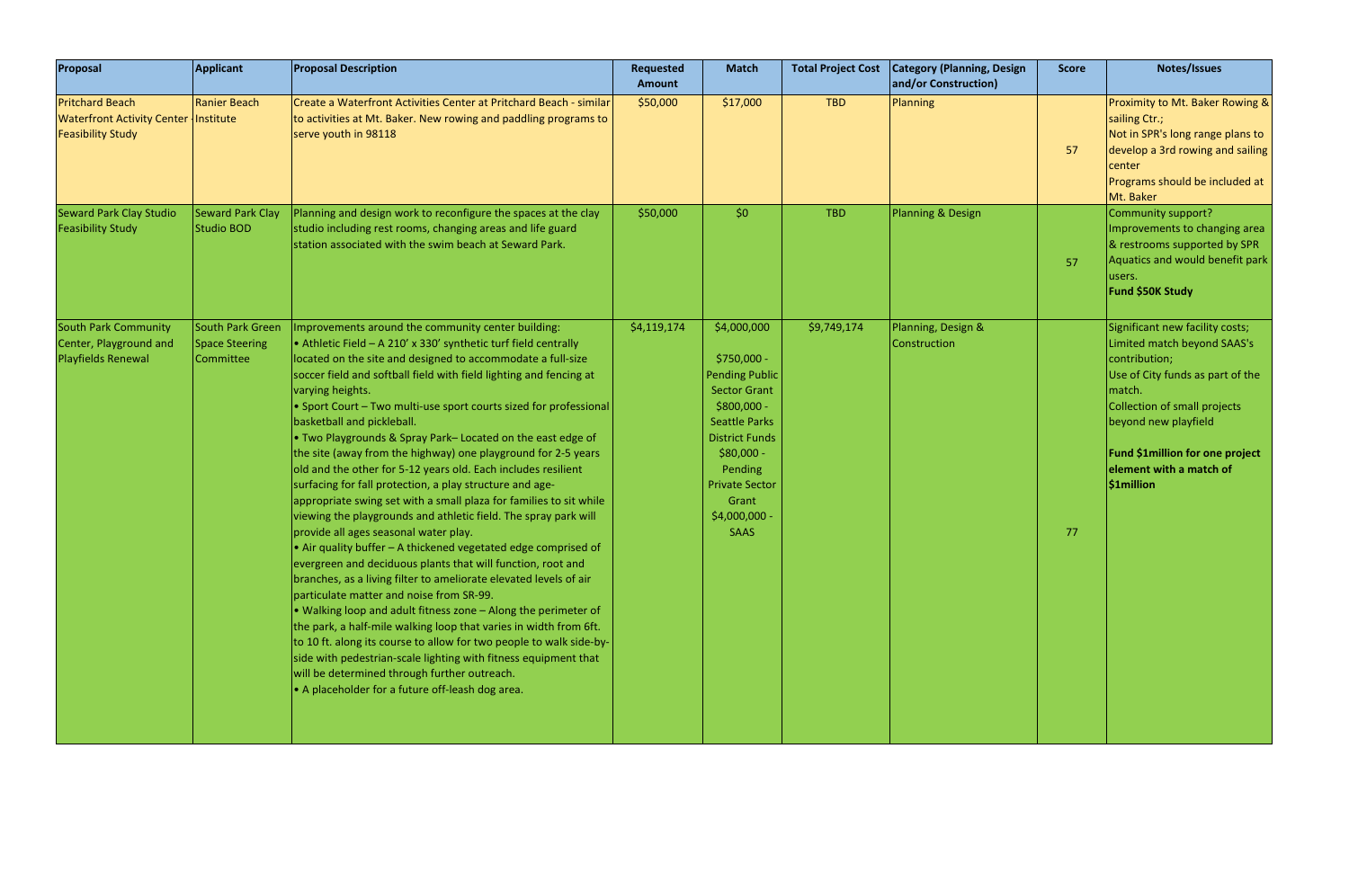| Proposal | Applicant | Proposal Description | Requested Amount | Match | Total Project Cost | Category (Planning, Design and/or Construction) | Score | Notes/Issues |
|---|---|---|---|---|---|---|---|---|
| Pritchard Beach Waterfront Activity Center Feasibility Study | Ranier Beach Institute | Create a Waterfront Activities Center at Pritchard Beach - similar to activities at Mt. Baker. New rowing and paddling programs to serve youth in 98118 | $50,000 | $17,000 | TBD | Planning | 57 | Proximity to Mt. Baker Rowing & sailing Ctr.;<br>Not in SPR's long range plans to develop a 3rd rowing and sailing center<br>Programs should be included at Mt. Baker |
| Seward Park Clay Studio Feasibility Study | Seward Park Clay Studio BOD | Planning and design work to reconfigure the spaces at the clay studio including rest rooms, changing areas and life guard station associated with the swim beach at Seward Park. | $50,000 | $0 | TBD | Planning & Design | 57 | Community support?<br>Improvements to changing area & restrooms supported by SPR Aquatics and would benefit park users.<br>**Fund $50K Study** |
| South Park Community Center, Playground and Playfields Renewal | South Park Green Space Steering Committee | Improvements around the community center building:<br>• Athletic Field – A 210' x 330' synthetic turf field centrally located on the site and designed to accommodate a full-size soccer field and softball field with field lighting and fencing at varying heights.<br>• Sport Court – Two multi-use sport courts sized for professional basketball and pickleball.<br>• Two Playgrounds & Spray Park– Located on the east edge of the site (away from the highway) one playground for 2-5 years old and the other for 5-12 years old. Each includes resilient surfacing for fall protection, a play structure and age-appropriate swing set with a small plaza for families to sit while viewing the playgrounds and athletic field. The spray park will provide all ages seasonal water play.<br>• Air quality buffer – A thickened vegetated edge comprised of evergreen and deciduous plants that will function, root and branches, as a living filter to ameliorate elevated levels of air particulate matter and noise from SR-99.<br>• Walking loop and adult fitness zone – Along the perimeter of the park, a half-mile walking loop that varies in width from 6ft. to 10 ft. along its course to allow for two people to walk side-by-side with pedestrian-scale lighting with fitness equipment that will be determined through further outreach.<br>• A placeholder for a future off-leash dog area. | $4,119,174 | $4,000,000<br><br>$750,000 - Pending Public Sector Grant<br>$800,000 - Seattle Parks District Funds<br>$80,000 - Pending Private Sector Grant<br>$4,000,000 - SAAS | $9,749,174 | Planning, Design & Construction | 77 | Significant new facility costs;<br>Limited match beyond SAAS's contribution;<br>Use of City funds as part of the match.<br>Collection of small projects beyond new playfield<br><br>**Fund $1million for one project element with a match of $1million** |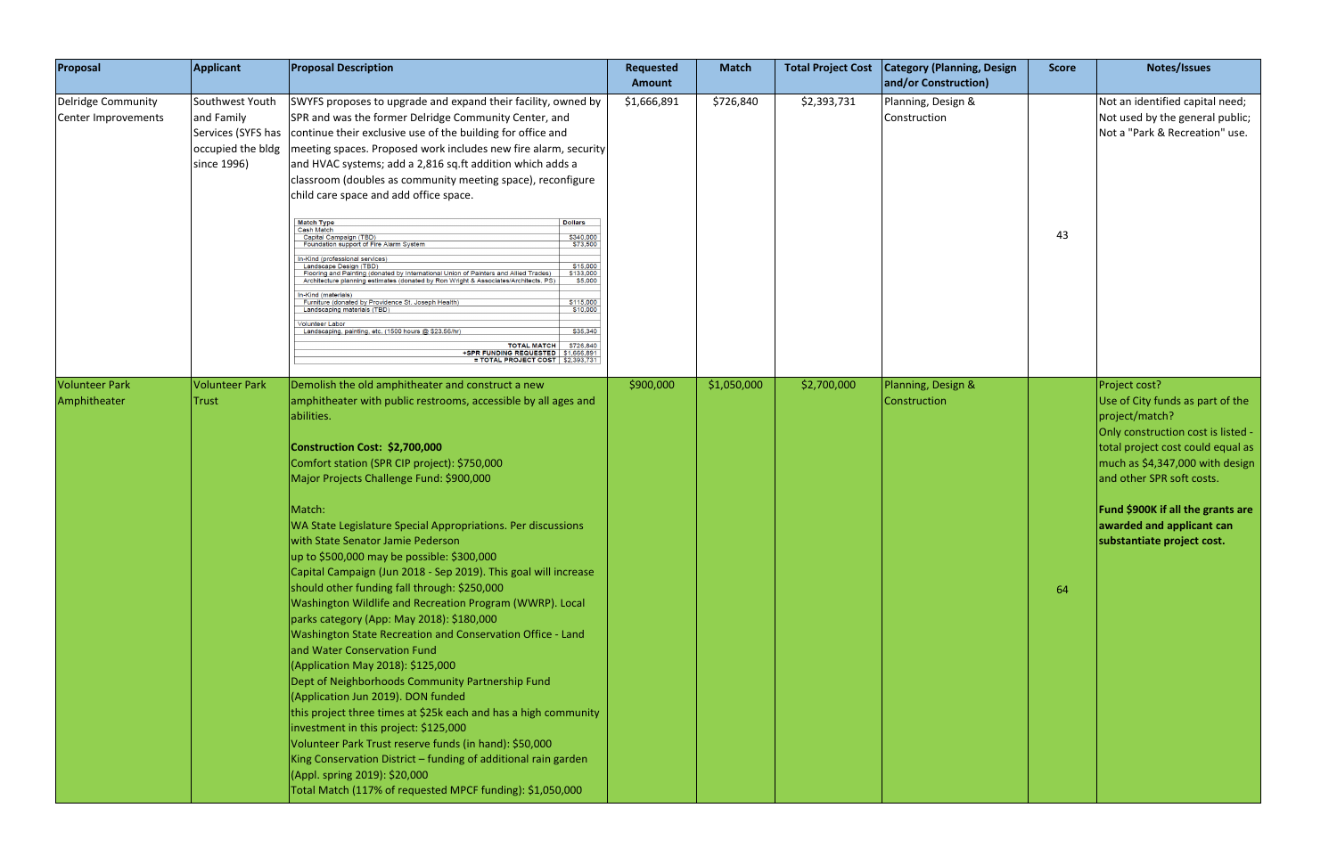| Proposal | Applicant | Proposal Description | Requested Amount | Match | Total Project Cost | Category (Planning, Design and/or Construction) | Score | Notes/Issues |
|---|---|---|---|---|---|---|---|---|
| Delridge Community Center Improvements | Southwest Youth and Family Services (SYFS has occupied the bldg since 1996) | SWYFS proposes to upgrade and expand their facility, owned by SPR and was the former Delridge Community Center, and continue their exclusive use of the building for office and meeting spaces. Proposed work includes new fire alarm, security and HVAC systems; add a 2,816 sq.ft addition which adds a classroom (doubles as community meeting space), reconfigure child care space and add office space.<br><br>**Match Type** — **Dollars**<br>Cash Match<br>Capital Campaign (TBD) — $340,000<br>Foundation support of Fire Alarm System — $73,500<br>In-Kind (professional services)<br>Landscape Design (TBD) — $15,000<br>Flooring and Painting (donated by International Union of Painters and Allied Trades) — $133,000<br>Architecture planning estimates (donated by Ron Wright & Associates/Architects, PS) — $5,000<br>In-Kind (materials)<br>Furniture (donated by Providence St. Joseph Health) — $115,000<br>Landscaping materials (TBD) — $10,000<br>Volunteer Labor<br>Landscaping, painting, etc. (1500 hours @ $23.56/hr) — $35,340<br>TOTAL MATCH — $726,840<br>+SPR FUNDING REQUESTED — $1,666,891<br>= TOTAL PROJECT COST — $2,393,731 | $1,666,891 | $726,840 | $2,393,731 | Planning, Design & Construction | 43 | Not an identified capital need; Not used by the general public; Not a "Park & Recreation" use. |
| Volunteer Park Amphitheater | Volunteer Park Trust | Demolish the old amphitheater and construct a new amphitheater with public restrooms, accessible by all ages and abilities.<br><br>**Construction Cost: $2,700,000**<br>Comfort station (SPR CIP project): $750,000<br>Major Projects Challenge Fund: $900,000<br><br>Match:<br>WA State Legislature Special Appropriations. Per discussions with State Senator Jamie Pederson up to $500,000 may be possible: $300,000<br>Capital Campaign (Jun 2018 - Sep 2019). This goal will increase should other funding fall through: $250,000<br>Washington Wildlife and Recreation Program (WWRP). Local parks category (App: May 2018): $180,000<br>Washington State Recreation and Conservation Office - Land and Water Conservation Fund (Application May 2018): $125,000<br>Dept of Neighborhoods Community Partnership Fund (Application Jun 2019). DON funded this project three times at $25k each and has a high community investment in this project: $125,000<br>Volunteer Park Trust reserve funds (in hand): $50,000<br>King Conservation District – funding of additional rain garden (Appl. spring 2019): $20,000<br>Total Match (117% of requested MPCF funding): $1,050,000 | $900,000 | $1,050,000 | $2,700,000 | Planning, Design & Construction | 64 | Project cost?<br>Use of City funds as part of the project/match?<br>Only construction cost is listed - total project cost could equal as much as $4,347,000 with design and other SPR soft costs.<br><br>**Fund $900K if all the grants are awarded and applicant can substantiate project cost.** |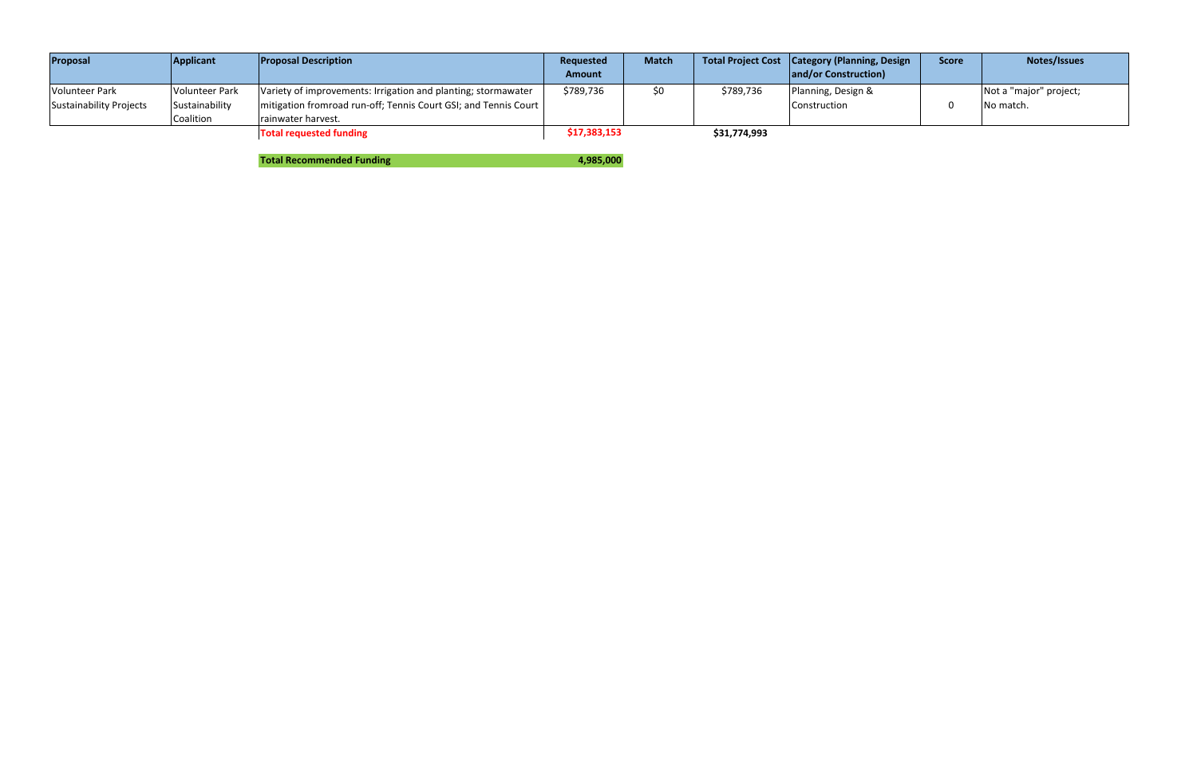| Proposal | Applicant | Proposal Description | Requested Amount | Match | Total Project Cost | Category (Planning, Design and/or Construction) | Score | Notes/Issues |
|---|---|---|---|---|---|---|---|---|
| Volunteer Park Sustainability Projects | Volunteer Park Sustainability Coalition | Variety of improvements: Irrigation and planting; stormawater mitigation fromroad run-off; Tennis Court GSI; and Tennis Court rainwater harvest. | $789,736 | $0 | $789,736 | Planning, Design & Construction | 0 | Not a "major" project; No match. |
| | | **Total requested funding** | **$17,383,153** | | **$31,774,993** | | | |
| | | **Total Recommended Funding** | **4,985,000** | | | | | |